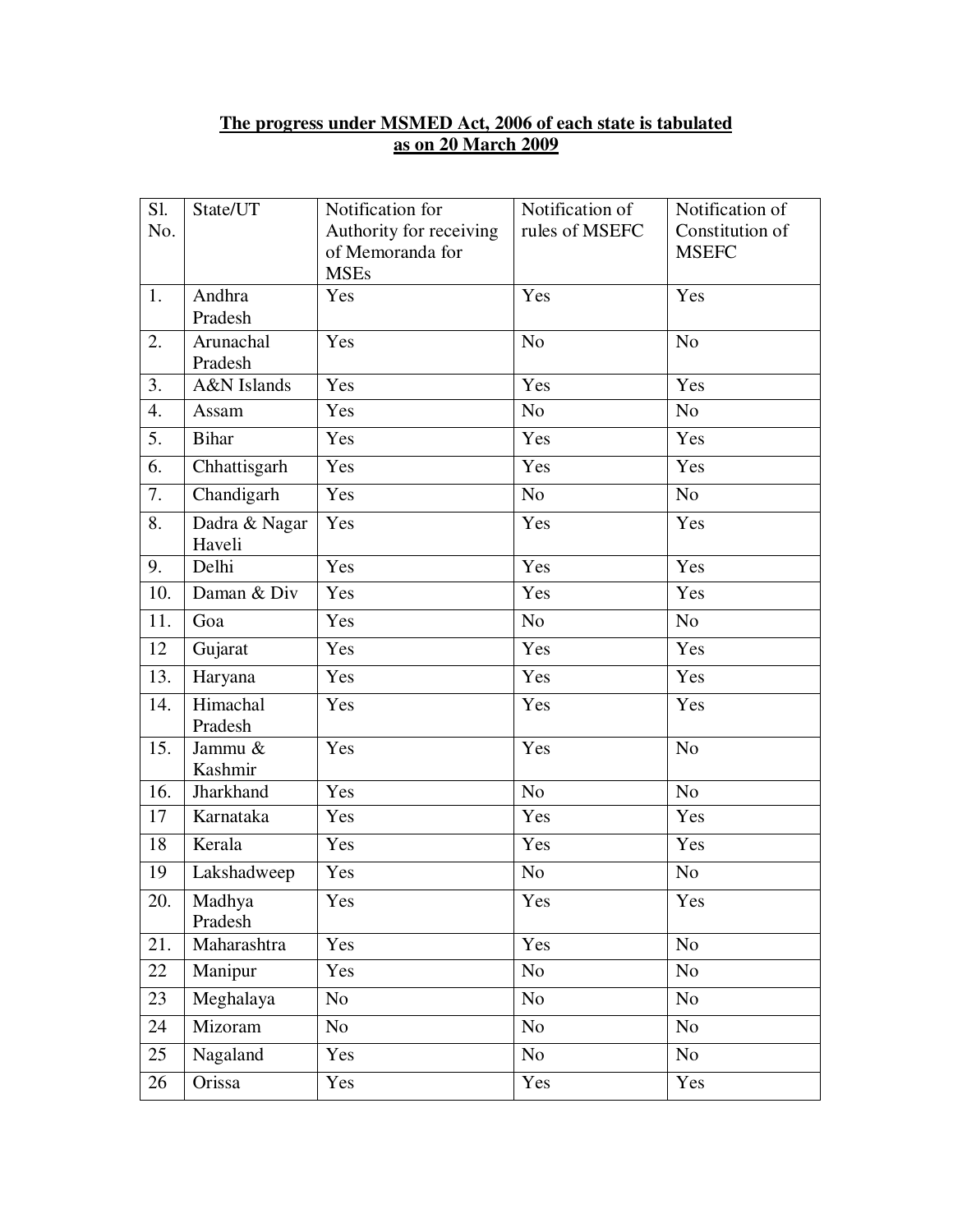**The progress under MSMED Act, 2006 of each state is tabulated as on 20 March 2009**

| Sl. No. | State/UT | Notification for Authority for receiving of Memoranda for MSEs | Notification of rules of MSEFC | Notification of Constitution of MSEFC |
|---|---|---|---|---|
| 1. | Andhra Pradesh | Yes | Yes | Yes |
| 2. | Arunachal Pradesh | Yes | No | No |
| 3. | A&N Islands | Yes | Yes | Yes |
| 4. | Assam | Yes | No | No |
| 5. | Bihar | Yes | Yes | Yes |
| 6. | Chhattisgarh | Yes | Yes | Yes |
| 7. | Chandigarh | Yes | No | No |
| 8. | Dadra & Nagar Haveli | Yes | Yes | Yes |
| 9. | Delhi | Yes | Yes | Yes |
| 10. | Daman & Div | Yes | Yes | Yes |
| 11. | Goa | Yes | No | No |
| 12 | Gujarat | Yes | Yes | Yes |
| 13. | Haryana | Yes | Yes | Yes |
| 14. | Himachal Pradesh | Yes | Yes | Yes |
| 15. | Jammu & Kashmir | Yes | Yes | No |
| 16. | Jharkhand | Yes | No | No |
| 17 | Karnataka | Yes | Yes | Yes |
| 18 | Kerala | Yes | Yes | Yes |
| 19 | Lakshadweep | Yes | No | No |
| 20. | Madhya Pradesh | Yes | Yes | Yes |
| 21. | Maharashtra | Yes | Yes | No |
| 22 | Manipur | Yes | No | No |
| 23 | Meghalaya | No | No | No |
| 24 | Mizoram | No | No | No |
| 25 | Nagaland | Yes | No | No |
| 26 | Orissa | Yes | Yes | Yes |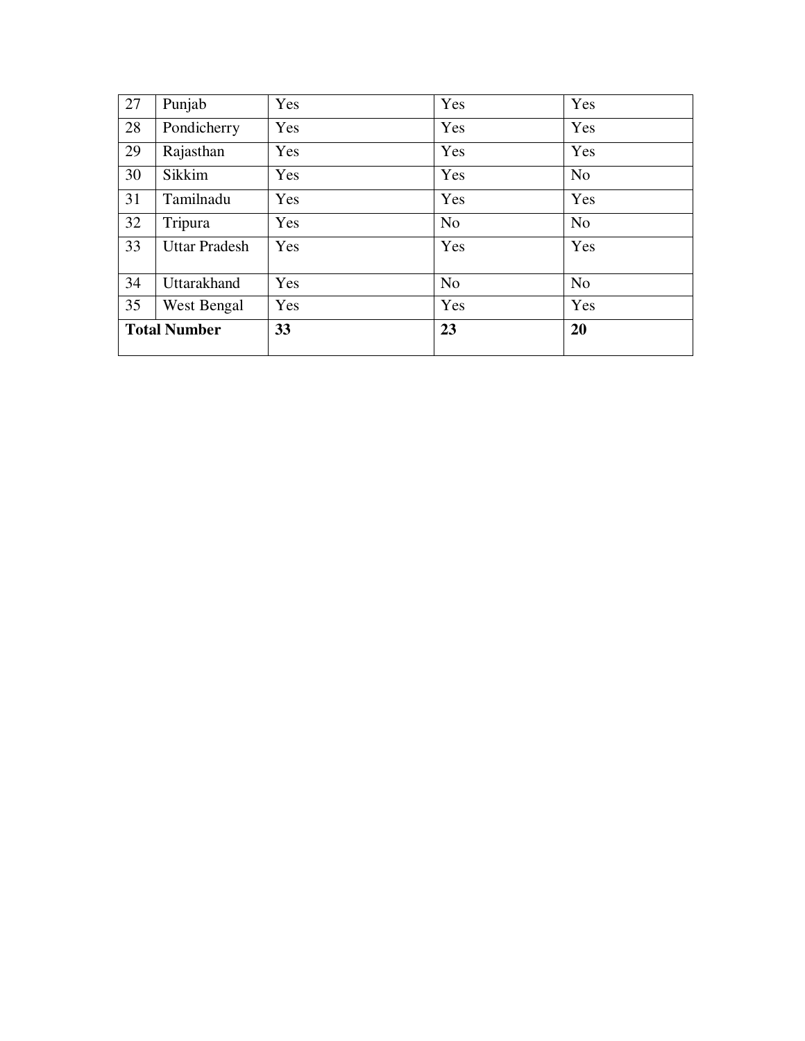| | | | | |
|---|---|---|---|---|
| 27 | Punjab | Yes | Yes | Yes |
| 28 | Pondicherry | Yes | Yes | Yes |
| 29 | Rajasthan | Yes | Yes | Yes |
| 30 | Sikkim | Yes | Yes | No |
| 31 | Tamilnadu | Yes | Yes | Yes |
| 32 | Tripura | Yes | No | No |
| 33 | Uttar Pradesh | Yes | Yes | Yes |
| 34 | Uttarakhand | Yes | No | No |
| 35 | West Bengal | Yes | Yes | Yes |
| **Total Number** | | **33** | **23** | **20** |